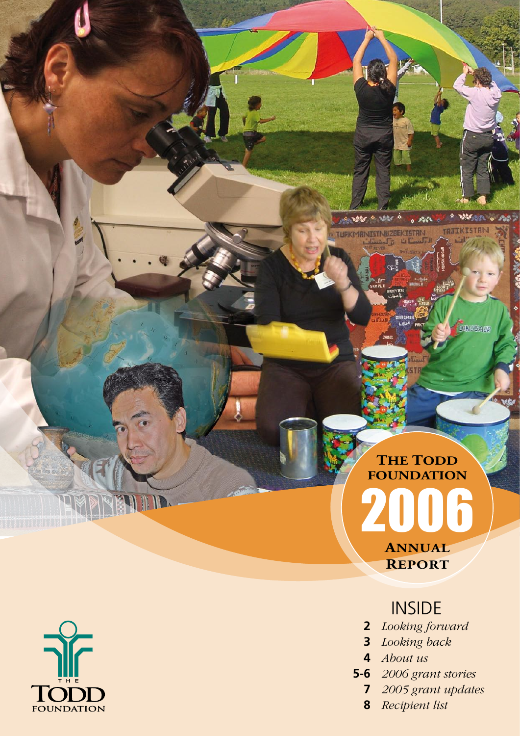# The Todd Foundation 2006 Annual Report

## INSIDE

- **2** *Looking forward*
- **3** *Looking back*
- **4** *About us*
- **5-6** *2006 grant stories*
- **7** *2005 grant updates*
- **8** *Recipient list*

THE TODD FOUNDATION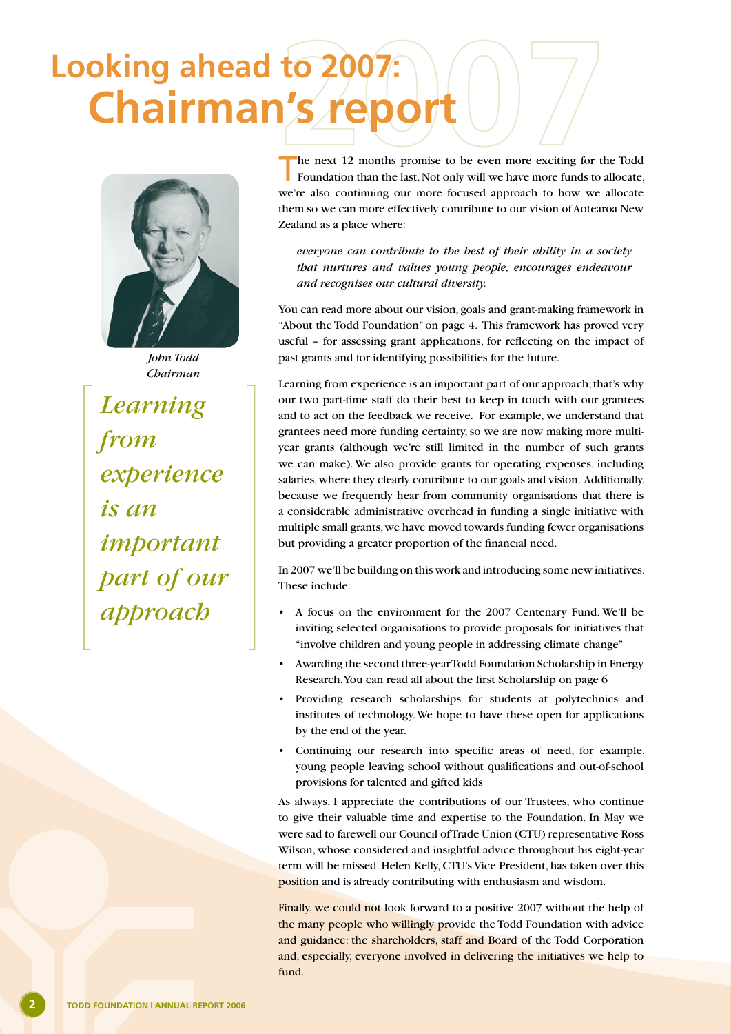# Looking ahead to 2007: Chairman's report

*John Todd*
*Chairman*

> *Learning from experience is an important part of our approach*

The next 12 months promise to be even more exciting for the Todd Foundation than the last. Not only will we have more funds to allocate, we're also continuing our more focused approach to how we allocate them so we can more effectively contribute to our vision of Aotearoa New Zealand as a place where:

> *everyone can contribute to the best of their ability in a society that nurtures and values young people, encourages endeavour and recognises our cultural diversity.*

You can read more about our vision, goals and grant-making framework in "About the Todd Foundation" on page 4. This framework has proved very useful – for assessing grant applications, for reflecting on the impact of past grants and for identifying possibilities for the future.

Learning from experience is an important part of our approach; that's why our two part-time staff do their best to keep in touch with our grantees and to act on the feedback we receive. For example, we understand that grantees need more funding certainty, so we are now making more multi-year grants (although we're still limited in the number of such grants we can make). We also provide grants for operating expenses, including salaries, where they clearly contribute to our goals and vision. Additionally, because we frequently hear from community organisations that there is a considerable administrative overhead in funding a single initiative with multiple small grants, we have moved towards funding fewer organisations but providing a greater proportion of the financial need.

In 2007 we'll be building on this work and introducing some new initiatives. These include:

- A focus on the environment for the 2007 Centenary Fund. We'll be inviting selected organisations to provide proposals for initiatives that "involve children and young people in addressing climate change"
- Awarding the second three-year Todd Foundation Scholarship in Energy Research. You can read all about the first Scholarship on page 6
- Providing research scholarships for students at polytechnics and institutes of technology. We hope to have these open for applications by the end of the year.
- Continuing our research into specific areas of need, for example, young people leaving school without qualifications and out-of-school provisions for talented and gifted kids

As always, I appreciate the contributions of our Trustees, who continue to give their valuable time and expertise to the Foundation. In May we were sad to farewell our Council of Trade Union (CTU) representative Ross Wilson, whose considered and insightful advice throughout his eight-year term will be missed. Helen Kelly, CTU's Vice President, has taken over this position and is already contributing with enthusiasm and wisdom.

Finally, we could not look forward to a positive 2007 without the help of the many people who willingly provide the Todd Foundation with advice and guidance: the shareholders, staff and Board of the Todd Corporation and, especially, everyone involved in delivering the initiatives we help to fund.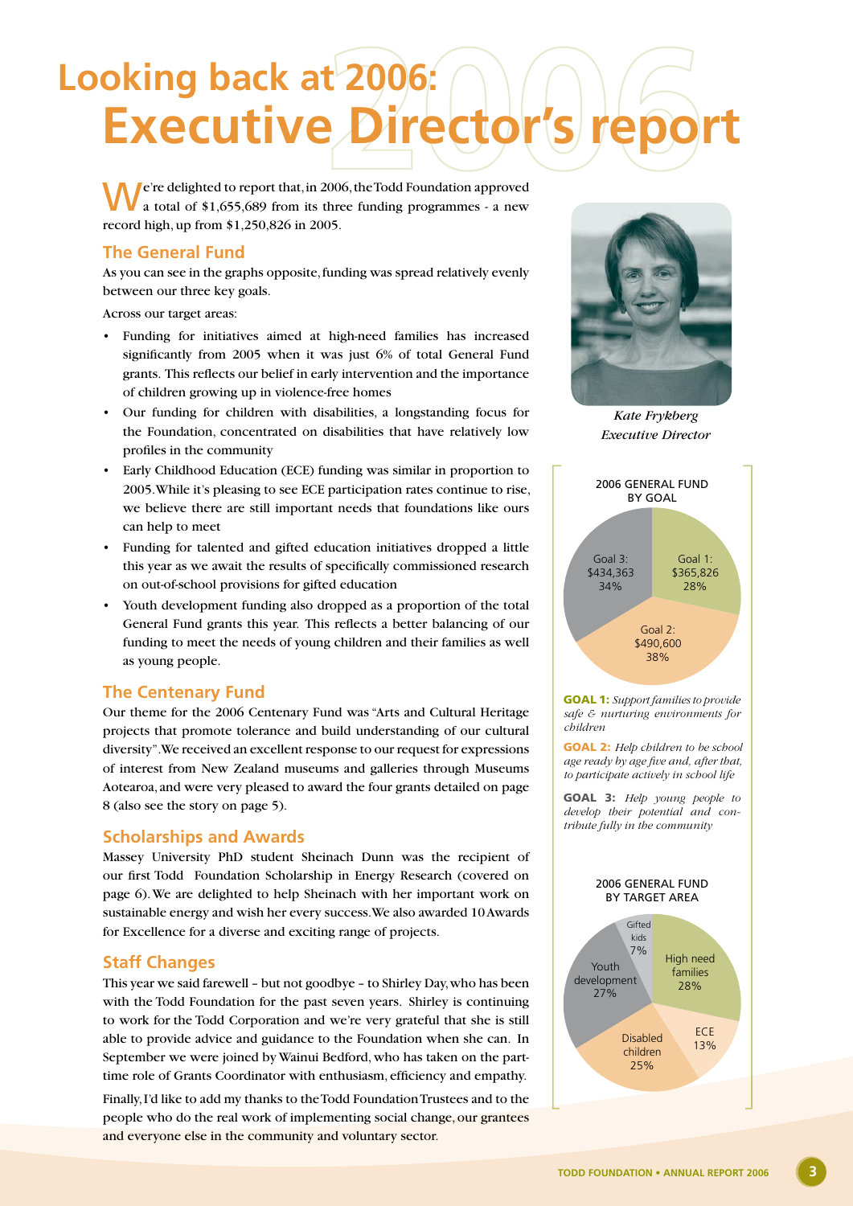# Looking back at 2006:
# Executive Director's report

We're delighted to report that, in 2006, the Todd Foundation approved a total of $1,655,689 from its three funding programmes - a new record high, up from $1,250,826 in 2005.

## The General Fund

As you can see in the graphs opposite, funding was spread relatively evenly between our three key goals.

Across our target areas:

- Funding for initiatives aimed at high-need families has increased significantly from 2005 when it was just 6% of total General Fund grants. This reflects our belief in early intervention and the importance of children growing up in violence-free homes
- Our funding for children with disabilities, a longstanding focus for the Foundation, concentrated on disabilities that have relatively low profiles in the community
- Early Childhood Education (ECE) funding was similar in proportion to 2005. While it's pleasing to see ECE participation rates continue to rise, we believe there are still important needs that foundations like ours can help to meet
- Funding for talented and gifted education initiatives dropped a little this year as we await the results of specifically commissioned research on out-of-school provisions for gifted education
- Youth development funding also dropped as a proportion of the total General Fund grants this year. This reflects a better balancing of our funding to meet the needs of young children and their families as well as young people.

## The Centenary Fund

Our theme for the 2006 Centenary Fund was "Arts and Cultural Heritage projects that promote tolerance and build understanding of our cultural diversity". We received an excellent response to our request for expressions of interest from New Zealand museums and galleries through Museums Aotearoa, and were very pleased to award the four grants detailed on page 8 (also see the story on page 5).

## Scholarships and Awards

Massey University PhD student Sheinach Dunn was the recipient of our first Todd Foundation Scholarship in Energy Research (covered on page 6). We are delighted to help Sheinach with her important work on sustainable energy and wish her every success. We also awarded 10 Awards for Excellence for a diverse and exciting range of projects.

## Staff Changes

This year we said farewell – but not goodbye – to Shirley Day, who has been with the Todd Foundation for the past seven years. Shirley is continuing to work for the Todd Corporation and we're very grateful that she is still able to provide advice and guidance to the Foundation when she can. In September we were joined by Wainui Bedford, who has taken on the part-time role of Grants Coordinator with enthusiasm, efficiency and empathy.

Finally, I'd like to add my thanks to the Todd Foundation Trustees and to the people who do the real work of implementing social change, our grantees and everyone else in the community and voluntary sector.

*Kate Frykberg*
*Executive Director*

### 2006 GENERAL FUND BY GOAL

| Goal | Amount | Percentage |
|---|---|---|
| Goal 1 | $365,826 | 28% |
| Goal 2 | $490,600 | 38% |
| Goal 3 | $434,363 | 34% |

**GOAL 1:** *Support families to provide safe & nurturing environments for children*

**GOAL 2:** *Help children to be school age ready by age five and, after that, to participate actively in school life*

**GOAL 3:** *Help young people to develop their potential and contribute fully in the community*

### 2006 GENERAL FUND BY TARGET AREA

| Target area | Percentage |
|---|---|
| High need families | 28% |
| ECE | 13% |
| Disabled children | 25% |
| Youth development | 27% |
| Gifted kids | 7% |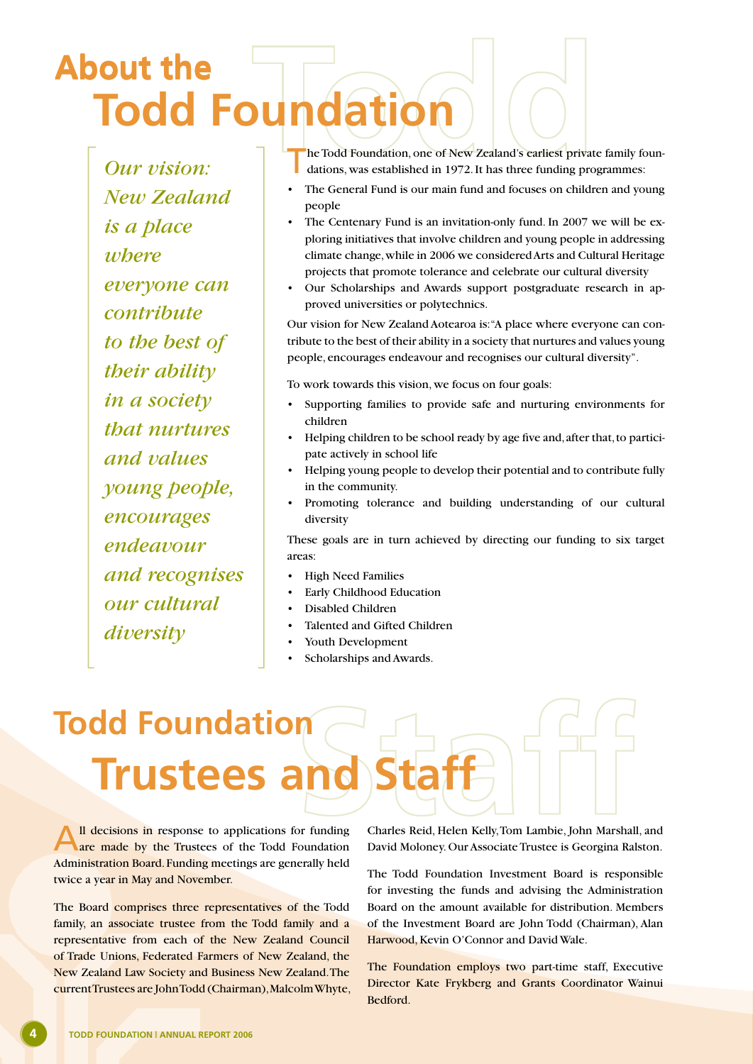# About the Todd Foundation

*Our vision: New Zealand is a place where everyone can contribute to the best of their ability in a society that nurtures and values young people, encourages endeavour and recognises our cultural diversity*

The Todd Foundation, one of New Zealand's earliest private family foundations, was established in 1972. It has three funding programmes:

- The General Fund is our main fund and focuses on children and young people
- The Centenary Fund is an invitation-only fund. In 2007 we will be exploring initiatives that involve children and young people in addressing climate change, while in 2006 we considered Arts and Cultural Heritage projects that promote tolerance and celebrate our cultural diversity
- Our Scholarships and Awards support postgraduate research in approved universities or polytechnics.

Our vision for New Zealand Aotearoa is: "A place where everyone can contribute to the best of their ability in a society that nurtures and values young people, encourages endeavour and recognises our cultural diversity".

To work towards this vision, we focus on four goals:

- Supporting families to provide safe and nurturing environments for children
- Helping children to be school ready by age five and, after that, to participate actively in school life
- Helping young people to develop their potential and to contribute fully in the community.
- Promoting tolerance and building understanding of our cultural diversity

These goals are in turn achieved by directing our funding to six target areas:

- High Need Families
- Early Childhood Education
- Disabled Children
- Talented and Gifted Children
- Youth Development
- Scholarships and Awards.

# Todd Foundation Trustees and Staff

All decisions in response to applications for funding are made by the Trustees of the Todd Foundation Administration Board. Funding meetings are generally held twice a year in May and November.

The Board comprises three representatives of the Todd family, an associate trustee from the Todd family and a representative from each of the New Zealand Council of Trade Unions, Federated Farmers of New Zealand, the New Zealand Law Society and Business New Zealand. The current Trustees are John Todd (Chairman), Malcolm Whyte, Charles Reid, Helen Kelly, Tom Lambie, John Marshall, and David Moloney. Our Associate Trustee is Georgina Ralston.

The Todd Foundation Investment Board is responsible for investing the funds and advising the Administration Board on the amount available for distribution. Members of the Investment Board are John Todd (Chairman), Alan Harwood, Kevin O'Connor and David Wale.

The Foundation employs two part-time staff, Executive Director Kate Frykberg and Grants Coordinator Wainui Bedford.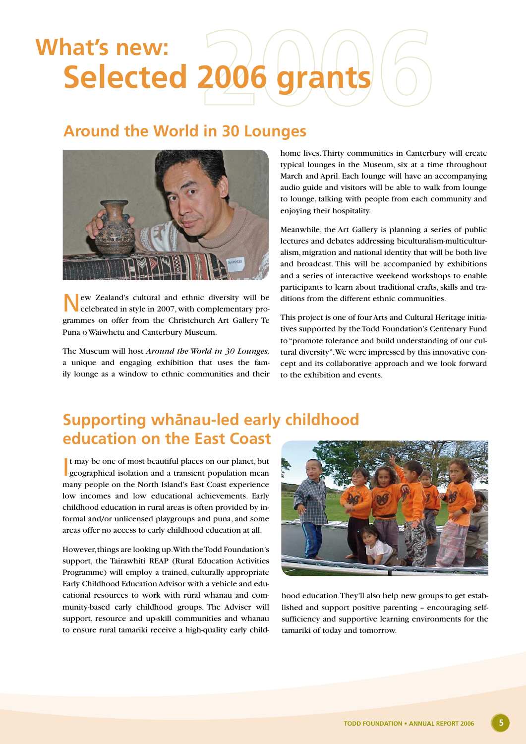# What's new: Selected 2006 grants

## Around the World in 30 Lounges

New Zealand's cultural and ethnic diversity will be celebrated in style in 2007, with complementary programmes on offer from the Christchurch Art Gallery Te Puna o Waiwhetu and Canterbury Museum.

The Museum will host *Around the World in 30 Lounges,* a unique and engaging exhibition that uses the family lounge as a window to ethnic communities and their home lives. Thirty communities in Canterbury will create typical lounges in the Museum, six at a time throughout March and April. Each lounge will have an accompanying audio guide and visitors will be able to walk from lounge to lounge, talking with people from each community and enjoying their hospitality.

Meanwhile, the Art Gallery is planning a series of public lectures and debates addressing biculturalism-multiculturalism, migration and national identity that will be both live and broadcast. This will be accompanied by exhibitions and a series of interactive weekend workshops to enable participants to learn about traditional crafts, skills and traditions from the different ethnic communities.

This project is one of four Arts and Cultural Heritage initiatives supported by the Todd Foundation's Centenary Fund to "promote tolerance and build understanding of our cultural diversity". We were impressed by this innovative concept and its collaborative approach and we look forward to the exhibition and events.

## Supporting whānau-led early childhood education on the East Coast

It may be one of most beautiful places on our planet, but geographical isolation and a transient population mean many people on the North Island's East Coast experience low incomes and low educational achievements. Early childhood education in rural areas is often provided by informal and/or unlicensed playgroups and puna, and some areas offer no access to early childhood education at all.

However, things are looking up. With the Todd Foundation's support, the Tairawhiti REAP (Rural Education Activities Programme) will employ a trained, culturally appropriate Early Childhood Education Advisor with a vehicle and educational resources to work with rural whanau and community-based early childhood groups. The Adviser will support, resource and up-skill communities and whanau to ensure rural tamariki receive a high-quality early childhood education. They'll also help new groups to get established and support positive parenting – encouraging self-sufficiency and supportive learning environments for the tamariki of today and tomorrow.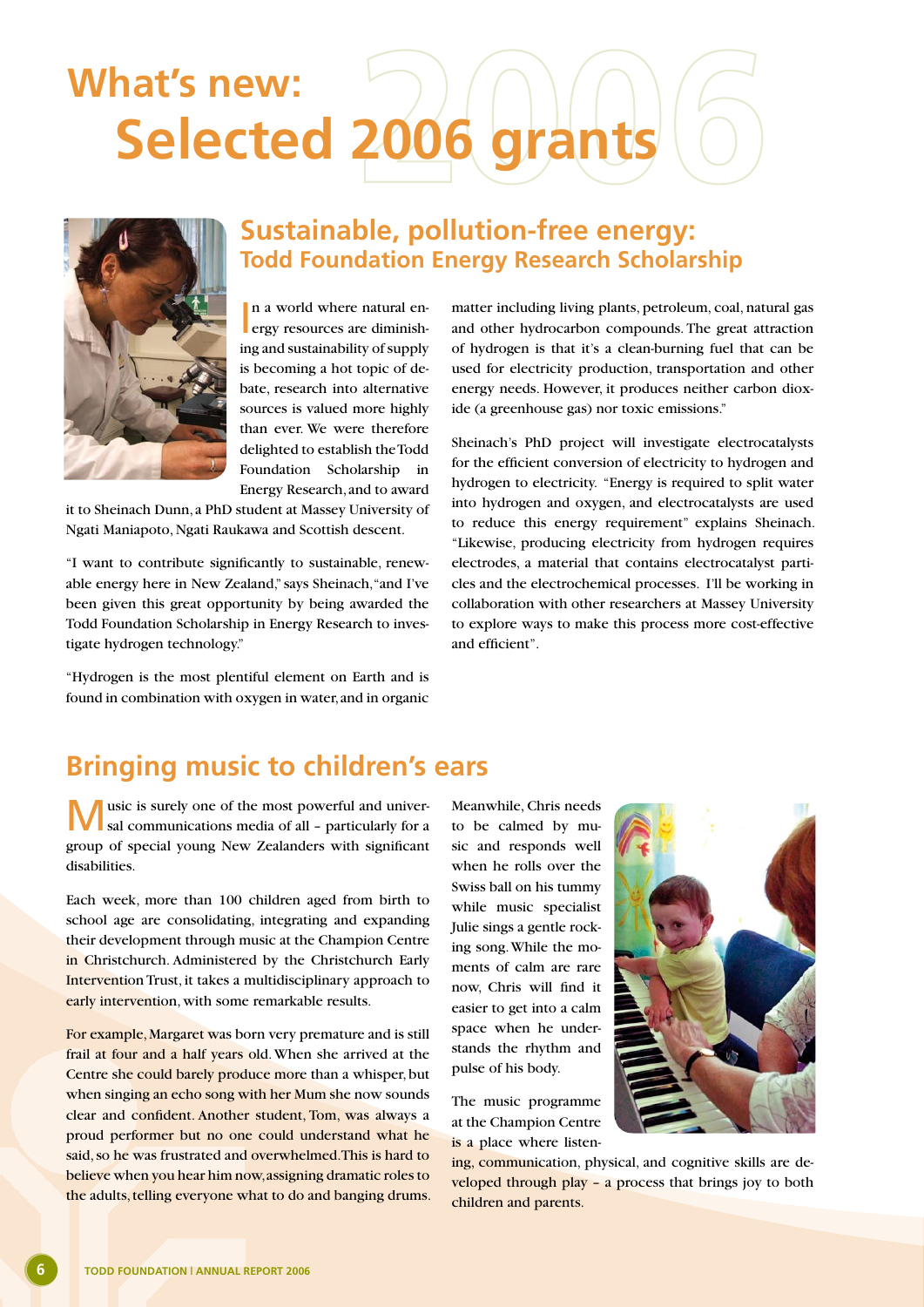# What's new: Selected 2006 grants

## Sustainable, pollution-free energy: Todd Foundation Energy Research Scholarship

In a world where natural energy resources are diminishing and sustainability of supply is becoming a hot topic of debate, research into alternative sources is valued more highly than ever. We were therefore delighted to establish the Todd Foundation Scholarship in Energy Research, and to award it to Sheinach Dunn, a PhD student at Massey University of Ngati Maniapoto, Ngati Raukawa and Scottish descent.

"I want to contribute significantly to sustainable, renewable energy here in New Zealand," says Sheinach, "and I've been given this great opportunity by being awarded the Todd Foundation Scholarship in Energy Research to investigate hydrogen technology."

"Hydrogen is the most plentiful element on Earth and is found in combination with oxygen in water, and in organic matter including living plants, petroleum, coal, natural gas and other hydrocarbon compounds. The great attraction of hydrogen is that it's a clean-burning fuel that can be used for electricity production, transportation and other energy needs. However, it produces neither carbon dioxide (a greenhouse gas) nor toxic emissions."

Sheinach's PhD project will investigate electrocatalysts for the efficient conversion of electricity to hydrogen and hydrogen to electricity. "Energy is required to split water into hydrogen and oxygen, and electrocatalysts are used to reduce this energy requirement" explains Sheinach. "Likewise, producing electricity from hydrogen requires electrodes, a material that contains electrocatalyst particles and the electrochemical processes. I'll be working in collaboration with other researchers at Massey University to explore ways to make this process more cost-effective and efficient".

## Bringing music to children's ears

Music is surely one of the most powerful and universal communications media of all – particularly for a group of special young New Zealanders with significant disabilities.

Each week, more than 100 children aged from birth to school age are consolidating, integrating and expanding their development through music at the Champion Centre in Christchurch. Administered by the Christchurch Early Intervention Trust, it takes a multidisciplinary approach to early intervention, with some remarkable results.

For example, Margaret was born very premature and is still frail at four and a half years old. When she arrived at the Centre she could barely produce more than a whisper, but when singing an echo song with her Mum she now sounds clear and confident. Another student, Tom, was always a proud performer but no one could understand what he said, so he was frustrated and overwhelmed. This is hard to believe when you hear him now, assigning dramatic roles to the adults, telling everyone what to do and banging drums.

Meanwhile, Chris needs to be calmed by music and responds well when he rolls over the Swiss ball on his tummy while music specialist Julie sings a gentle rocking song. While the moments of calm are rare now, Chris will find it easier to get into a calm space when he understands the rhythm and pulse of his body.

The music programme at the Champion Centre is a place where listening, communication, physical, and cognitive skills are developed through play – a process that brings joy to both children and parents.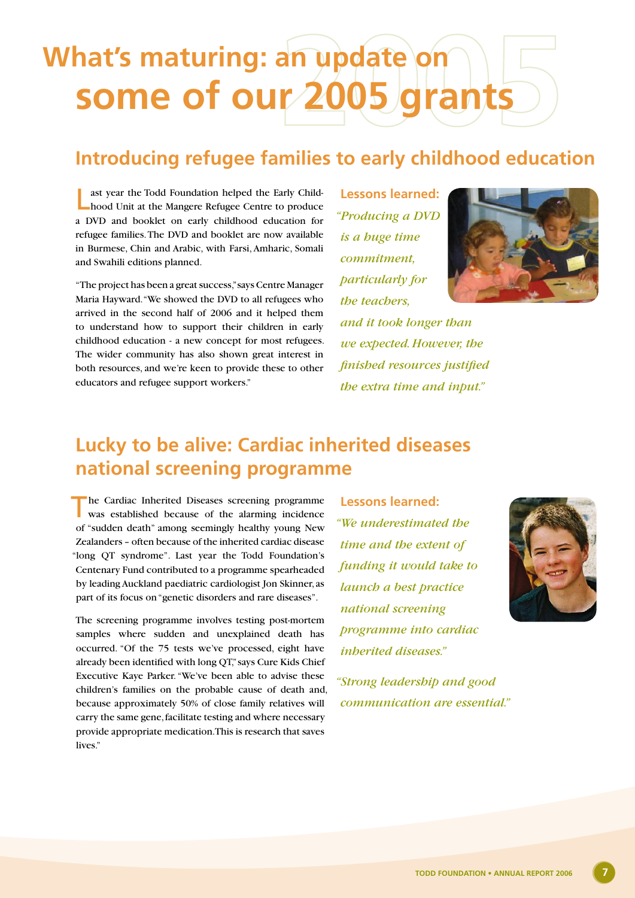# What's maturing: an update on some of our 2005 grants

## Introducing refugee families to early childhood education

Last year the Todd Foundation helped the Early Childhood Unit at the Mangere Refugee Centre to produce a DVD and booklet on early childhood education for refugee families. The DVD and booklet are now available in Burmese, Chin and Arabic, with Farsi, Amharic, Somali and Swahili editions planned.

"The project has been a great success," says Centre Manager Maria Hayward. "We showed the DVD to all refugees who arrived in the second half of 2006 and it helped them to understand how to support their children in early childhood education - a new concept for most refugees. The wider community has also shown great interest in both resources, and we're keen to provide these to other educators and refugee support workers."

**Lessons learned:**

*"Producing a DVD is a huge time commitment, particularly for the teachers, and it took longer than we expected. However, the finished resources justified the extra time and input."*

## Lucky to be alive: Cardiac inherited diseases national screening programme

The Cardiac Inherited Diseases screening programme was established because of the alarming incidence of "sudden death" among seemingly healthy young New Zealanders – often because of the inherited cardiac disease "long QT syndrome". Last year the Todd Foundation's Centenary Fund contributed to a programme spearheaded by leading Auckland paediatric cardiologist Jon Skinner, as part of its focus on "genetic disorders and rare diseases".

The screening programme involves testing post-mortem samples where sudden and unexplained death has occurred. "Of the 75 tests we've processed, eight have already been identified with long QT," says Cure Kids Chief Executive Kaye Parker. "We've been able to advise these children's families on the probable cause of death and, because approximately 50% of close family relatives will carry the same gene, facilitate testing and where necessary provide appropriate medication. This is research that saves lives."

**Lessons learned:**

*"We underestimated the time and the extent of funding it would take to launch a best practice national screening programme into cardiac inherited diseases."*

*"Strong leadership and good communication are essential."*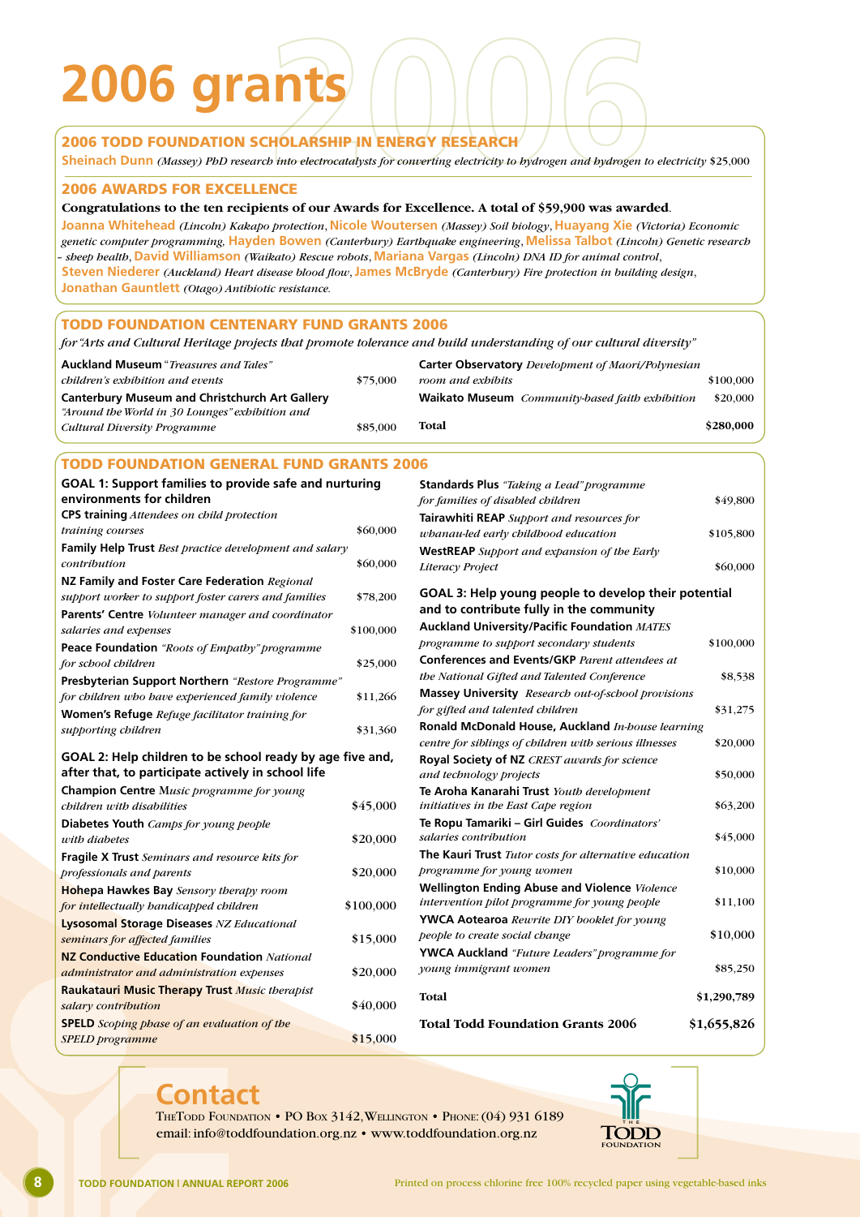# 2006 grants

## 2006 TODD FOUNDATION SCHOLARSHIP IN ENERGY RESEARCH

**Sheinach Dunn** *(Massey) PhD research into electrocatalysts for converting electricity to hydrogen and hydrogen to electricity* $25,000

## 2006 AWARDS FOR EXCELLENCE

**Congratulations to the ten recipients of our Awards for Excellence. A total of $59,900 was awarded.**

**Joanna Whitehead** *(Lincoln) Kakapo protection*, **Nicole Woutersen** *(Massey) Soil biology*, **Huayang Xie** *(Victoria) Economic genetic computer programming*, **Hayden Bowen** *(Canterbury) Earthquake engineering*, **Melissa Talbot** *(Lincoln) Genetic research – sheep health*, **David Williamson** *(Waikato) Rescue robots*, **Mariana Vargas** *(Lincoln) DNA ID for animal control*, **Steven Niederer** *(Auckland) Heart disease blood flow*, **James McBryde** *(Canterbury) Fire protection in building design*, **Jonathan Gauntlett** *(Otago) Antibiotic resistance.*

## TODD FOUNDATION CENTENARY FUND GRANTS 2006

*for "Arts and Cultural Heritage projects that promote tolerance and build understanding of our cultural diversity"*

| | |
|---|---|
| **Auckland Museum** *"Treasures and Tales" children's exhibition and events* | $75,000 |
| **Canterbury Museum and Christchurch Art Gallery** *"Around the World in 30 Lounges" exhibition and Cultural Diversity Programme* | $85,000 |
| **Carter Observatory** *Development of Maori/Polynesian room and exhibits* | $100,000 |
| **Waikato Museum** *Community-based faith exhibition* | $20,000 |
| **Total** | **$280,000** |

## TODD FOUNDATION GENERAL FUND GRANTS 2006

### GOAL 1: Support families to provide safe and nurturing environments for children

| | |
|---|---|
| **CPS training** *Attendees on child protection training courses* | $60,000 |
| **Family Help Trust** *Best practice development and salary contribution* | $60,000 |
| **NZ Family and Foster Care Federation** *Regional support worker to support foster carers and families* | $78,200 |
| **Parents' Centre** *Volunteer manager and coordinator salaries and expenses* | $100,000 |
| **Peace Foundation** *"Roots of Empathy" programme for school children* | $25,000 |
| **Presbyterian Support Northern** *"Restore Programme" for children who have experienced family violence* | $11,266 |
| **Women's Refuge** *Refuge facilitator training for supporting children* | $31,360 |

### GOAL 2: Help children to be school ready by age five and, after that, to participate actively in school life

| | |
|---|---|
| **Champion Centre** *Music programme for young children with disabilities* | $45,000 |
| **Diabetes Youth** *Camps for young people with diabetes* | $20,000 |
| **Fragile X Trust** *Seminars and resource kits for professionals and parents* | $20,000 |
| **Hohepa Hawkes Bay** *Sensory therapy room for intellectually handicapped children* | $100,000 |
| **Lysosomal Storage Diseases** *NZ Educational seminars for affected families* | $15,000 |
| **NZ Conductive Education Foundation** *National administrator and administration expenses* | $20,000 |
| **Raukatauri Music Therapy Trust** *Music therapist salary contribution* | $40,000 |
| **SPELD** *Scoping phase of an evaluation of the SPELD programme* | $15,000 |
| **Standards Plus** *"Taking a Lead" programme for families of disabled children* | $49,800 |
| **Tairawhiti REAP** *Support and resources for whanau-led early childhood education* | $105,800 |
| **WestREAP** *Support and expansion of the Early Literacy Project* | $60,000 |

### GOAL 3: Help young people to develop their potential and to contribute fully in the community

| | |
|---|---|
| **Auckland University/Pacific Foundation** *MATES programme to support secondary students* | $100,000 |
| **Conferences and Events/GKP** *Parent attendees at the National Gifted and Talented Conference* | $8,538 |
| **Massey University** *Research out-of-school provisions for gifted and talented children* | $31,275 |
| **Ronald McDonald House, Auckland** *In-house learning centre for siblings of children with serious illnesses* | $20,000 |
| **Royal Society of NZ** *CREST awards for science and technology projects* | $50,000 |
| **Te Aroha Kanarahi Trust** *Youth development initiatives in the East Cape region* | $63,200 |
| **Te Ropu Tamariki – Girl Guides** *Coordinators' salaries contribution* | $45,000 |
| **The Kauri Trust** *Tutor costs for alternative education programme for young women* | $10,000 |
| **Wellington Ending Abuse and Violence** *Violence intervention pilot programme for young people* | $11,100 |
| **YWCA Aotearoa** *Rewrite DIY booklet for young people to create social change* | $10,000 |
| **YWCA Auckland** *"Future Leaders" programme for young immigrant women* | $85,250 |
| **Total** | **$1,290,789** |
| **Total Todd Foundation Grants 2006** | **$1,655,826** |

## Contact

The Todd Foundation • PO Box 3142, Wellington • Phone: (04) 931 6189
email: info@toddfoundation.org.nz • www.toddfoundation.org.nz

Printed on process chlorine free 100% recycled paper using vegetable-based inks